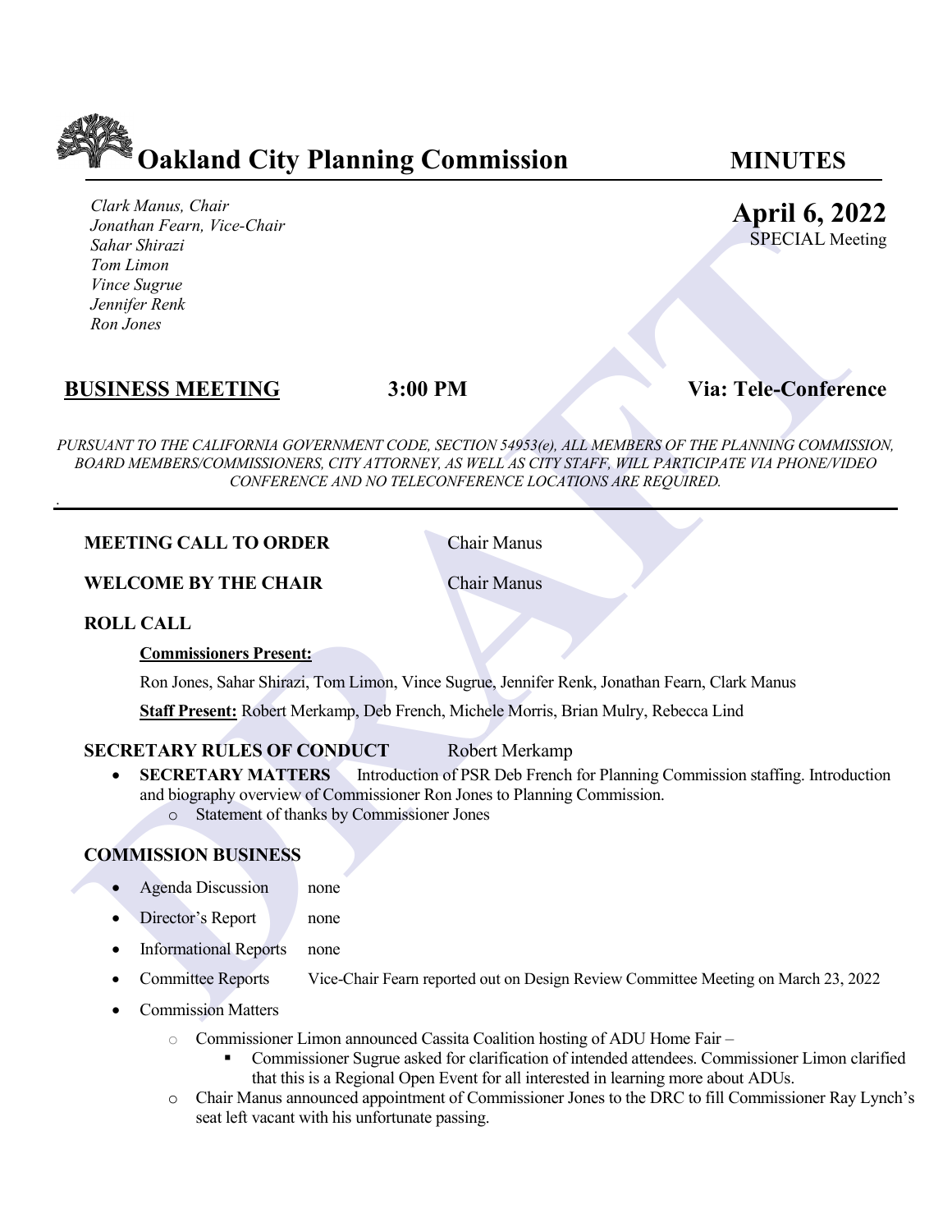# Oakland City Planning Commission

**MINUTES**

*Clark Manus, Chair*
*Jonathan Fearn, Vice-Chair*
*Sahar Shirazi*
*Tom Limon*
*Vince Sugrue*
*Jennifer Renk*
*Ron Jones*

**April 6, 2022**
SPECIAL Meeting

**BUSINESS MEETING** **3:00 PM** **Via: Tele-Conference**

*PURSUANT TO THE CALIFORNIA GOVERNMENT CODE, SECTION 54953(e), ALL MEMBERS OF THE PLANNING COMMISSION, BOARD MEMBERS/COMMISSIONERS, CITY ATTORNEY, AS WELL AS CITY STAFF, WILL PARTICIPATE VIA PHONE/VIDEO CONFERENCE AND NO TELECONFERENCE LOCATIONS ARE REQUIRED.*

**MEETING CALL TO ORDER** Chair Manus

**WELCOME BY THE CHAIR** Chair Manus

**ROLL CALL**

**Commissioners Present:**

Ron Jones, Sahar Shirazi, Tom Limon, Vince Sugrue, Jennifer Renk, Jonathan Fearn, Clark Manus

**Staff Present:** Robert Merkamp, Deb French, Michele Morris, Brian Mulry, Rebecca Lind

**SECRETARY RULES OF CONDUCT** Robert Merkamp

- **SECRETARY MATTERS** Introduction of PSR Deb French for Planning Commission staffing. Introduction and biography overview of Commissioner Ron Jones to Planning Commission.
  - Statement of thanks by Commissioner Jones

**COMMISSION BUSINESS**

- Agenda Discussion none
- Director's Report none
- Informational Reports none
- Committee Reports Vice-Chair Fearn reported out on Design Review Committee Meeting on March 23, 2022
- Commission Matters
  - Commissioner Limon announced Cassita Coalition hosting of ADU Home Fair –
    - Commissioner Sugrue asked for clarification of intended attendees. Commissioner Limon clarified that this is a Regional Open Event for all interested in learning more about ADUs.
  - Chair Manus announced appointment of Commissioner Jones to the DRC to fill Commissioner Ray Lynch's seat left vacant with his unfortunate passing.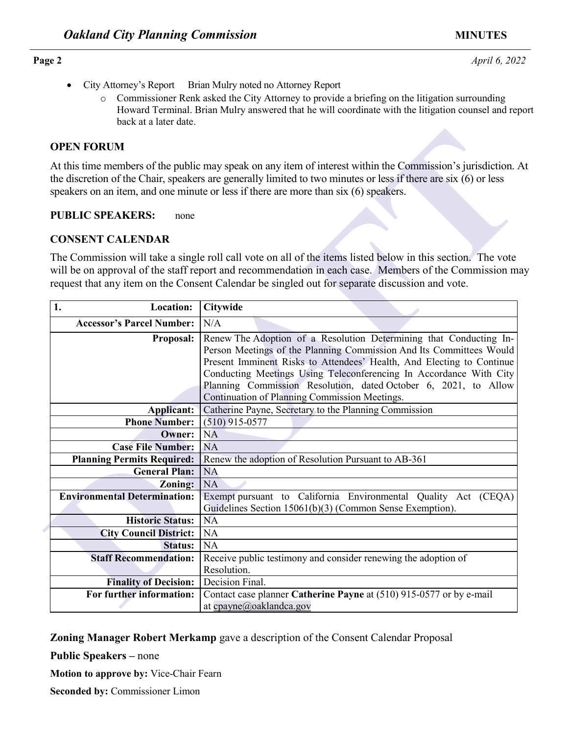- City Attorney's Report Brian Mulry noted no Attorney Report
  - Commissioner Renk asked the City Attorney to provide a briefing on the litigation surrounding Howard Terminal. Brian Mulry answered that he will coordinate with the litigation counsel and report back at a later date.

## OPEN FORUM

At this time members of the public may speak on any item of interest within the Commission's jurisdiction. At the discretion of the Chair, speakers are generally limited to two minutes or less if there are six (6) or less speakers on an item, and one minute or less if there are more than six (6) speakers.

**PUBLIC SPEAKERS:** none

## CONSENT CALENDAR

The Commission will take a single roll call vote on all of the items listed below in this section. The vote will be on approval of the staff report and recommendation in each case. Members of the Commission may request that any item on the Consent Calendar be singled out for separate discussion and vote.

| 1. Location: | Citywide |
|---|---|
| Accessor's Parcel Number: | N/A |
| Proposal: | Renew The Adoption of a Resolution Determining that Conducting In-Person Meetings of the Planning Commission And Its Committees Would Present Imminent Risks to Attendees' Health, And Electing to Continue Conducting Meetings Using Teleconferencing In Accordance With City Planning Commission Resolution, dated October 6, 2021, to Allow Continuation of Planning Commission Meetings. |
| Applicant: | Catherine Payne, Secretary to the Planning Commission |
| Phone Number: | (510) 915-0577 |
| Owner: | NA |
| Case File Number: | NA |
| Planning Permits Required: | Renew the adoption of Resolution Pursuant to AB-361 |
| General Plan: | NA |
| Zoning: | NA |
| Environmental Determination: | Exempt pursuant to California Environmental Quality Act (CEQA) Guidelines Section 15061(b)(3) (Common Sense Exemption). |
| Historic Status: | NA |
| City Council District: | NA |
| Status: | NA |
| Staff Recommendation: | Receive public testimony and consider renewing the adoption of Resolution. |
| Finality of Decision: | Decision Final. |
| For further information: | Contact case planner **Catherine Payne** at (510) 915-0577 or by e-mail at cpayne@oaklandca.gov |

**Zoning Manager Robert Merkamp** gave a description of the Consent Calendar Proposal

**Public Speakers –** none

**Motion to approve by:** Vice-Chair Fearn

**Seconded by:** Commissioner Limon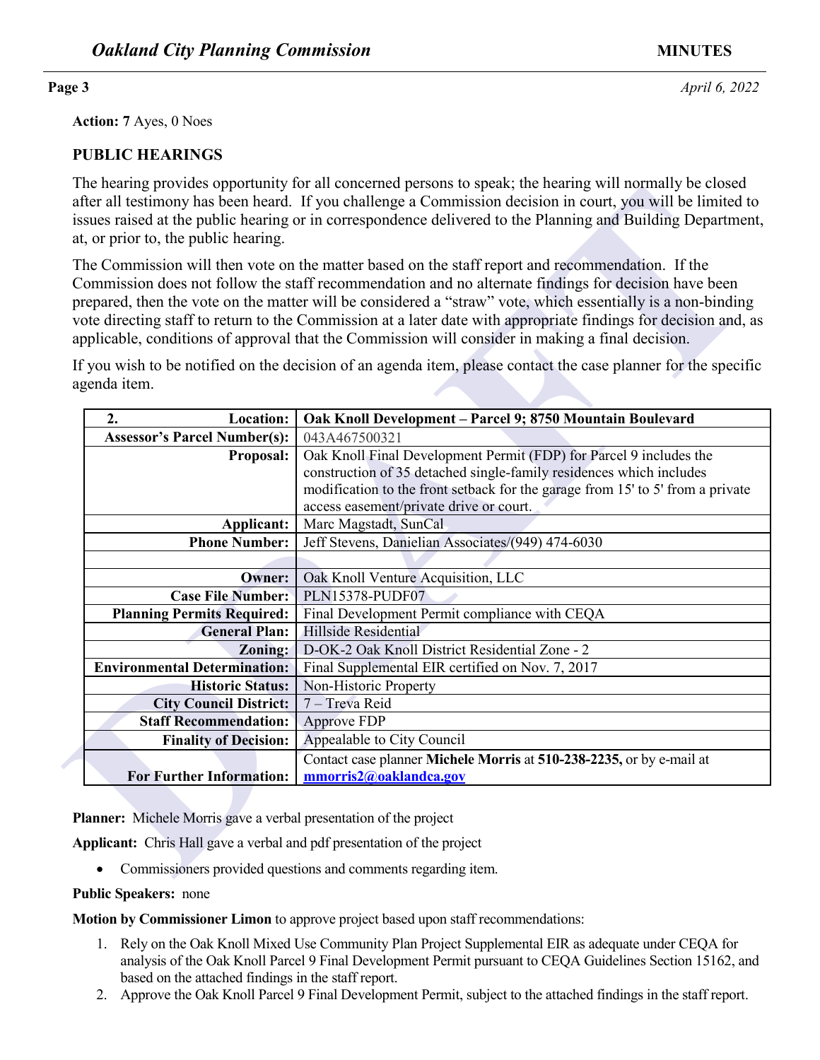**Action: 7** Ayes, 0 Noes

**PUBLIC HEARINGS**

The hearing provides opportunity for all concerned persons to speak; the hearing will normally be closed after all testimony has been heard. If you challenge a Commission decision in court, you will be limited to issues raised at the public hearing or in correspondence delivered to the Planning and Building Department, at, or prior to, the public hearing.

The Commission will then vote on the matter based on the staff report and recommendation. If the Commission does not follow the staff recommendation and no alternate findings for decision have been prepared, then the vote on the matter will be considered a "straw" vote, which essentially is a non-binding vote directing staff to return to the Commission at a later date with appropriate findings for decision and, as applicable, conditions of approval that the Commission will consider in making a final decision.

If you wish to be notified on the decision of an agenda item, please contact the case planner for the specific agenda item.

| **2. Location:** | **Oak Knoll Development – Parcel 9; 8750 Mountain Boulevard** |
|---|---|
| **Assessor's Parcel Number(s):** | 043A467500321 |
| **Proposal:** | Oak Knoll Final Development Permit (FDP) for Parcel 9 includes the construction of 35 detached single-family residences which includes modification to the front setback for the garage from 15' to 5' from a private access easement/private drive or court. |
| **Applicant:** | Marc Magstadt, SunCal |
| **Phone Number:** | Jeff Stevens, Danielian Associates/(949) 474-6030 |
| | |
| **Owner:** | Oak Knoll Venture Acquisition, LLC |
| **Case File Number:** | PLN15378-PUDF07 |
| **Planning Permits Required:** | Final Development Permit compliance with CEQA |
| **General Plan:** | Hillside Residential |
| **Zoning:** | D-OK-2 Oak Knoll District Residential Zone - 2 |
| **Environmental Determination:** | Final Supplemental EIR certified on Nov. 7, 2017 |
| **Historic Status:** | Non-Historic Property |
| **City Council District:** | 7 – Treva Reid |
| **Staff Recommendation:** | Approve FDP |
| **Finality of Decision:** | Appealable to City Council |
| **For Further Information:** | Contact case planner **Michele Morris** at **510-238-2235,** or by e-mail at **mmorris2@oaklandca.gov** |

**Planner:** Michele Morris gave a verbal presentation of the project

**Applicant:** Chris Hall gave a verbal and pdf presentation of the project

- Commissioners provided questions and comments regarding item.

**Public Speakers:** none

**Motion by Commissioner Limon** to approve project based upon staff recommendations:

1. Rely on the Oak Knoll Mixed Use Community Plan Project Supplemental EIR as adequate under CEQA for analysis of the Oak Knoll Parcel 9 Final Development Permit pursuant to CEQA Guidelines Section 15162, and based on the attached findings in the staff report.
2. Approve the Oak Knoll Parcel 9 Final Development Permit, subject to the attached findings in the staff report.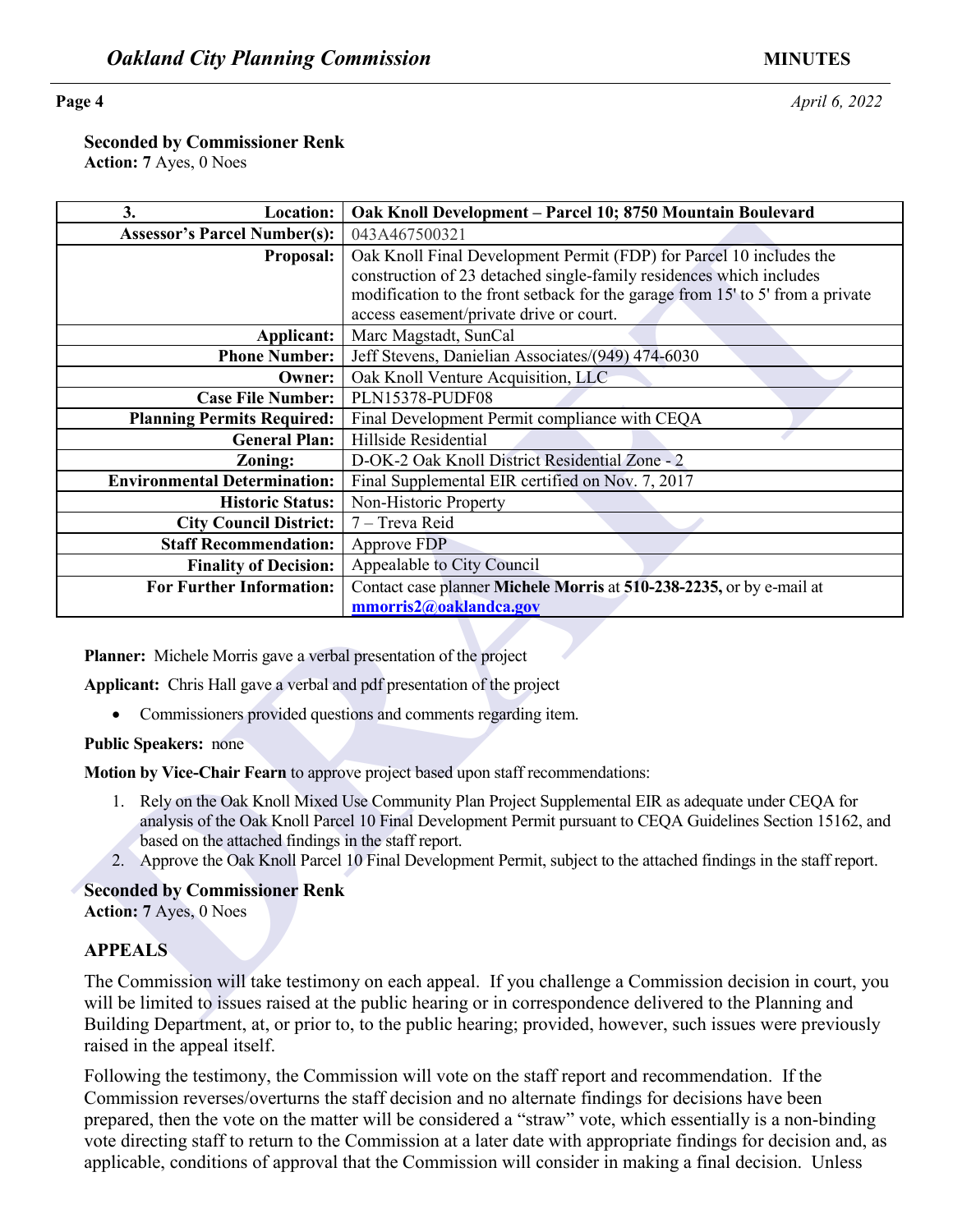**Seconded by Commissioner Renk**
**Action: 7** Ayes, 0 Noes

| 3. Location: | Oak Knoll Development – Parcel 10; 8750 Mountain Boulevard |
|---|---|
| Assessor's Parcel Number(s): | 043A467500321 |
| Proposal: | Oak Knoll Final Development Permit (FDP) for Parcel 10 includes the construction of 23 detached single-family residences which includes modification to the front setback for the garage from 15' to 5' from a private access easement/private drive or court. |
| Applicant: | Marc Magstadt, SunCal |
| Phone Number: | Jeff Stevens, Danielian Associates/(949) 474-6030 |
| Owner: | Oak Knoll Venture Acquisition, LLC |
| Case File Number: | PLN15378-PUDF08 |
| Planning Permits Required: | Final Development Permit compliance with CEQA |
| General Plan: | Hillside Residential |
| Zoning: | D-OK-2 Oak Knoll District Residential Zone - 2 |
| Environmental Determination: | Final Supplemental EIR certified on Nov. 7, 2017 |
| Historic Status: | Non-Historic Property |
| City Council District: | 7 – Treva Reid |
| Staff Recommendation: | Approve FDP |
| Finality of Decision: | Appealable to City Council |
| For Further Information: | Contact case planner **Michele Morris** at **510-238-2235,** or by e-mail at **mmorris2@oaklandca.gov** |

**Planner:** Michele Morris gave a verbal presentation of the project

**Applicant:** Chris Hall gave a verbal and pdf presentation of the project

- Commissioners provided questions and comments regarding item.

**Public Speakers:** none

**Motion by Vice-Chair Fearn** to approve project based upon staff recommendations:

1. Rely on the Oak Knoll Mixed Use Community Plan Project Supplemental EIR as adequate under CEQA for analysis of the Oak Knoll Parcel 10 Final Development Permit pursuant to CEQA Guidelines Section 15162, and based on the attached findings in the staff report.
2. Approve the Oak Knoll Parcel 10 Final Development Permit, subject to the attached findings in the staff report.

**Seconded by Commissioner Renk**
**Action: 7** Ayes, 0 Noes

## APPEALS

The Commission will take testimony on each appeal. If you challenge a Commission decision in court, you will be limited to issues raised at the public hearing or in correspondence delivered to the Planning and Building Department, at, or prior to, to the public hearing; provided, however, such issues were previously raised in the appeal itself.

Following the testimony, the Commission will vote on the staff report and recommendation. If the Commission reverses/overturns the staff decision and no alternate findings for decisions have been prepared, then the vote on the matter will be considered a "straw" vote, which essentially is a non-binding vote directing staff to return to the Commission at a later date with appropriate findings for decision and, as applicable, conditions of approval that the Commission will consider in making a final decision. Unless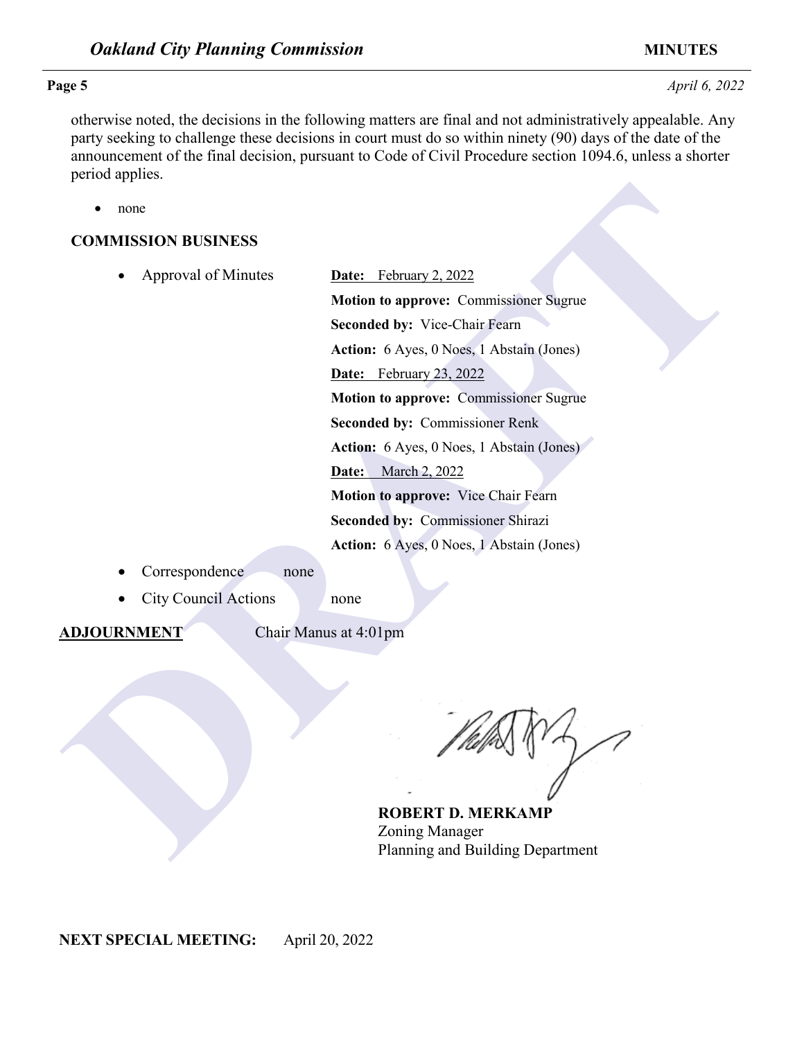otherwise noted, the decisions in the following matters are final and not administratively appealable. Any party seeking to challenge these decisions in court must do so within ninety (90) days of the date of the announcement of the final decision, pursuant to Code of Civil Procedure section 1094.6, unless a shorter period applies.

- none

**COMMISSION BUSINESS**

- Approval of Minutes

  **Date:** February 2, 2022
  **Motion to approve:** Commissioner Sugrue
  **Seconded by:** Vice-Chair Fearn
  **Action:** 6 Ayes, 0 Noes, 1 Abstain (Jones)

  **Date:** February 23, 2022
  **Motion to approve:** Commissioner Sugrue
  **Seconded by:** Commissioner Renk
  **Action:** 6 Ayes, 0 Noes, 1 Abstain (Jones)

  **Date:** March 2, 2022
  **Motion to approve:** Vice Chair Fearn
  **Seconded by:** Commissioner Shirazi
  **Action:** 6 Ayes, 0 Noes, 1 Abstain (Jones)

- Correspondence none
- City Council Actions none

**ADJOURNMENT** Chair Manus at 4:01pm

**ROBERT D. MERKAMP**
Zoning Manager
Planning and Building Department

**NEXT SPECIAL MEETING:** April 20, 2022